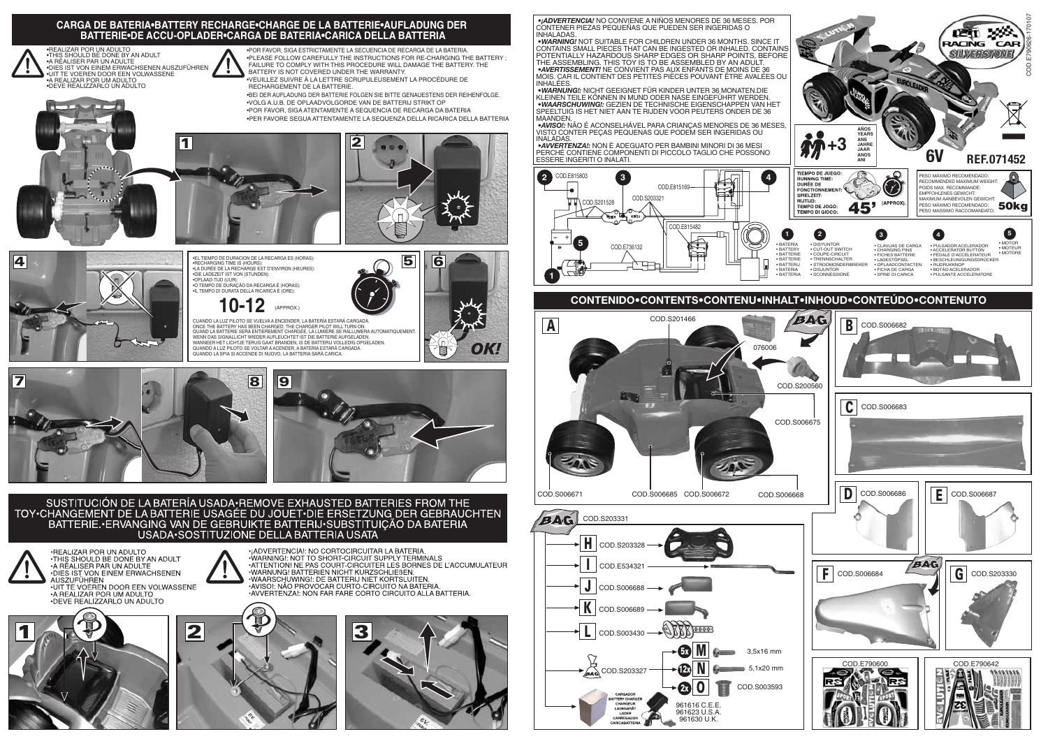## CARGA DE BATERIA•BATTERY RECHARGE•CHARGE DE LA BATTERIE•AUFLADUNG DER BATTERIE•DE ACCU-OPLADER•CARGA DE BATERIA•CARICA DELLA BATTERIA

- REALIZAR POR UN ADULTO
- THIS SHOULD BE DONE BY AN ADULT
- A RÉALISER PAR UN ADULTE
- DIES IST VON EINEM ERWACHSENEN AUSZUFÜHREN
- UIT TE VOEREN DOOR EEN VOLWASSENE
- A REALIZAR POR UM ADULTO
- DEVE REALIZZARLO UN ADULTO

- POR FAVOR, SIGA ESTRICTAMENTE LA SECUENCIA DE RECARGA DE LA BATERIA.
- PLEASE FOLLOW CAREFULLY THE INSTRUCTIONS FOR RE-CHARGING THE BATTERY ; FAILURE TO COMPLY WITH THIS PROCEDURE WILL DAMAGE THE BATTERY. THE BATTERY IS NOT COVERED UNDER THE WARRANTY.
- VEUILLEZ SUIVRE À LA LETTRE SCRUPULEUSEMENT LA PROCÉDURE DE RECHARGEMENT DE LA BATTERIE.
- BEI DER AUFLADUNG DER BATTERIE FOLGEN SIE BITTE GENAUESTENS DER REIHENFOLGE.
- VOLG A.U.B. DE OPLAADVOLGORDE VAN DE BATTERIJ STRIKT OP
- POR FAVOR, SIGA ATENTAMENTE A SEQUENCIA DE RECARGA DA BATERIA
- PER FAVORE SEGUA ATTENTAMENTE LA SEQUENZA DELLA RICARICA DELLA BATTERIA

1 2 3 4 5 6

- EL TIEMPO DE DURACION DE LA RECARGA ES (HORAS):
- RECHARGING TIME IS (HOURS):
- LA DURÉE DE LA RECHARGE EST D'ENVIRON (HEURES):
- DIE LADEZEIT IST VON (STUNDEN):
- OPLAAD-TIJD (UUR):
- O TEMPO DE DURAÇÃO DA RECARGA É (HORAS):
- IL TEMPO DI DURATA DELLA RICARICA È (ORE):

**10-12** (APPROX.)

CUANDO LA LUZ PILOTO SE VUELVA A ENCENDER, LA BATERÍA ESTARÁ CARGADA.
ONCE THE BATTERY HAS BEEN CHARGED, THE CHARGER PILOT WILL TURN ON.
QUAND LA BATTERIE SERA ENTIEREMENT CHARGÉE, LA LUMIERE SE RALLUMERA AUTOMATIQUEMENT.
WENN DAS SIGNALLICHT WIEDER AUFLEUCHTET IST DIE BATTERIE AUFGELADEN.
WANNEER HET LICHTJE TERUG GAAT BRANDEN, IS DE BATTERIJ VOLLEDIG OPGELADEN.
QUANDO A LUZ PILOTO SE VOLTAR A ACENDER, A BATERIA ESTARÁ CARGADA.
QUANDO LA SPIA SI ACCENDE DI NUOVO, LA BATTERIA SARÀ CARICA.

OK!

7 8 9

## SUSTITUCIÓN DE LA BATERÍA USADA•REMOVE EXHAUSTED BATTERIES FROM THE TOY•CHANGEMENT DE LA BATTERIE USAGÉE DU JOUET•DIE ERSETZUNG DER GEBRAUCHTEN BATTERIE.•ERVANGING VAN DE GEBRUIKTE BATTERIJ•SUBSTITUIÇÃO DA BATERIA USADA•SOSTITUZIONE DELLA BATTERIA USATA

- REALIZAR POR UN ADULTO
- THIS SHOULD BE DONE BY AN ADULT
- A RÉALISER PAR UN ADULTE
- DIES IST VON EINEM ERWACHSENEN AUSZUFÜHREN
- UIT TE VOEREN DOOR EEN VOLWASSENE
- A REALIZAR POR UM ADULTO
- DEVE REALIZZARLO UN ADULTO

- ¡ADVERTENCIA!: NO CORTOCIRCUITAR LA BATERIA.
- WARNING!: NOT TO SHORT-CIRCUIT SUPPLY TERMINALS
- ATTENTION! NE PAS COURT-CIRCUITER LES BORNES DE L'ACCUMULATEUR
- WARNUNG! BATTERIEN NICHT KURZSCHLIEßEN.
- WAARSCHUWING!: DE BATTERIJ NIET KORTSLUITEN.
- AVISO!: NÃO PROVOCAR CURTO-CIRCUITO NA BATERIA.
- AVVERTENZA!: NON FAR FARE CORTO CIRCUITO ALLA BATTERIA.

1 2 3

- ***¡ADVERTENCIA!*** NO CONVIENE A NIÑOS MENORES DE 36 MESES. POR CONTENER PIEZAS PEQUEÑAS QUE PUEDEN SER INGERIDAS O INHALADAS.
- ***WARNING!*** NOT SUITABLE FOR CHILDREN UNDER 36 MONTHS. SINCE IT CONTAINS SMALL PIECES THAT CAN BE INGESTED OR INHALED. CONTAINS POTENTIALLY HAZARDOUS SHARP EDGES OR SHARP POINTS, BEFORE THE ASSEMBLING. THIS TOY IS TO BE ASSEMBLED BY AN ADULT.
- ***AVERTISSEMENT!*** NE CONVIENT PAS AUX ENFANTS DE MOINS DE 36 MOIS. CAR IL CONTIENT DES PETITES PIÈCES POUVANT ÊTRE AVALÉES OU INHALÉES.
- ***WARNUNG!:*** NICHT GEEIGNET FÜR KINDER UNTER 36 MONATEN.DIE KLEINEN TEILE KÖNNEN IN MUND ODER NASE EINGEFÜHRT WERDEN.
- ***WAARSCHUWING!:*** GEZIEN DE TECHNISCHE EIGENSCHAPPEN VAN HET SPEELTUIG IS HET NIET AAN TE RIJDEN VOOR PEUTERS ONDER DE 36 MAANDEN.
- ***AVISO!:*** NÃO É ACONSELHÁVEL PARA CRIANÇAS MENORES DE 36 MESES, VISTO CONTER PEÇAS PEQUENAS QUE PODEM SER INGERIDAS OU INALADAS.
- ***AVVERTENZA!:*** NON È ADEGUATO PER BAMBINI MINORI DI 36 MESI PERCHÈ CONTIENE COMPONENTI DI PICCOLO TAGLIO CHE POSSONO ESSERE INGERITI O INALATI.

RACING CAR SILVERSTONE

+3 AÑOS YEARS ANS JAHRE JAAR ANOS ANI

**6V REF.071452**

COD.E790626-170107

COD.E815803 — COD.E815169 — COD.S201528 — COD.S203321 — COD.E815482 — COD.E736132

TIEMPO DE JUEGO: RUNNING TIME: DURÉE DE FONCTIONNEMENT: SPIELZEIT: RIJTIJD: TEMPO DE JOGO: TEMPO DI GIOCO: **45'** (APPROX.)

PESO MÁXIMO RECOMENDADO: RECOMMENDED MAXIMUM WEIGHT: POIDS MAX. RECOMMANDÉ: EMPFOHLENES GEWICHT: MAXIMUM AANBEVOLEN GEWICHT: PESO MÁXIMO RECOMENDADO: PESO MASSIMO RACCOMANDATO: **50kg**

1. • BATERÍA • BATTERY • BATTERIE • BATTERIE • BATTERIJ • BATERIA • BATTERIA
2. • DISYUNTOR • CUT-OUT SWITCH • COUPE-CIRCUIT • TRENNSCHALTER • STROOMONDERBREKER • DISJUNTOR • SCONNESSIONE
3. • CLAVIJAS DE CARGA • CHARGING PINS • FICHES BATTERIE • LADESTÖPSEL • OPLAADCONTACTEN • FICHA DE CARGA • SPINE DI CARICA
4. • PULSADOR ACELERADOR • ACCELERATOR BUTTON • PÉDALE D'ACCÉLÉRATEUR • BESCHLEUNIGUNGSDRÜCKER • RIJDRUKKNOP • BOTÃO ACELERADOR • PULSANTE ACCELERATORE
5. • MOTOR • MOTEUR • MOTORE

## CONTENIDO•CONTENTS•CONTENU•INHALT•INHOUD•CONTEÚDO•CONTENUTO

**A** COD.S201466, 076006, COD.S200560, COD.S006675, COD.S006671, COD.S006685, COD.S006672, COD.S006668

**B** COD.S006682

**C** COD.S006683

**D** COD.S006686

**E** COD.S006687

**F** COD.S006684

**G** COD.S203330

BAG COD.S203331

- **H** COD.S203328
- **I** COD.E534321
- **J** COD.S006688
- **K** COD.S006689
- **L** COD.S003430

BAG COD.S203327

- 5x **M** 3,5x16 mm
- 12x **N** 5,1x20 mm
- 2x **O** COD.S003593

CARGADOR BATTERY CHARGER CHARGEUR LADEGERÄT LADER CARREGADOR CARICABATTERIA

961616 C.E.E.
961623 U.S.A.
961630 U.K.

COD.E790600

COD.E790642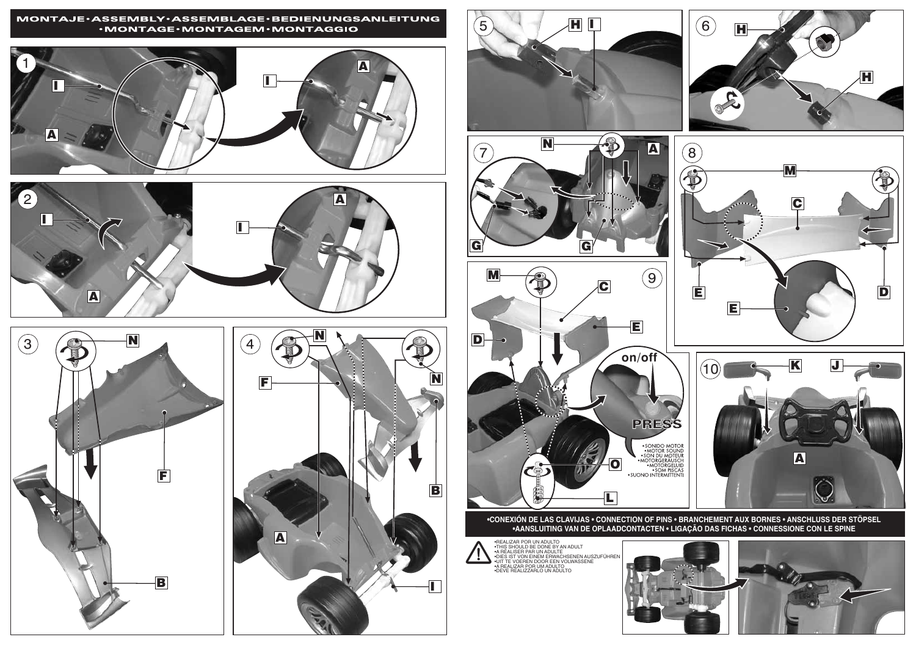# MONTAJE·ASSEMBLY·ASSEMBLAGE·BEDIENUNGSANLEITUNG ·MONTAGE·MONTAGEM·MONTAGGIO

1

I

A

2

I

A

3

N

F

B

4

N

F

A

B

I

5

H I

6

H

7

N A

G

8

M

C

E

D

9

M

C

D

E

on/off

PRESS

•SONIDO MOTOR
•MOTOR SOUND
•SON DU MOTEUR
•MOTORGERÄUSCH
•MOTORGELUID
•SOM PISCAS
•SUONO INTERMITTENTI

O

L

10

K J

A

**•CONEXIÓN DE LAS CLAVIJAS • CONNECTION OF PINS • BRANCHEMENT AUX BORNES • ANSCHLUSS DER STÖPSEL •AANSLUITING VAN DE OPLAADCONTACTEN • LIGAÇÃO DAS FICHAS • CONNESSIONE CON LE SPINE**

- •REALIZAR POR UN ADULTO
- •THIS SHOULD BE DONE BY AN ADULT
- •A RÉALISER PAR UN ADULTE
- •DIES IST VON EINEM ERWACHSENEN AUSZUFÜHREN
- •UIT TE VOEREN DOOR EEN VOLWASSENE
- •A REALIZAR POR UM ADULTO
- •DEVE REALIZZARLO UN ADULTO